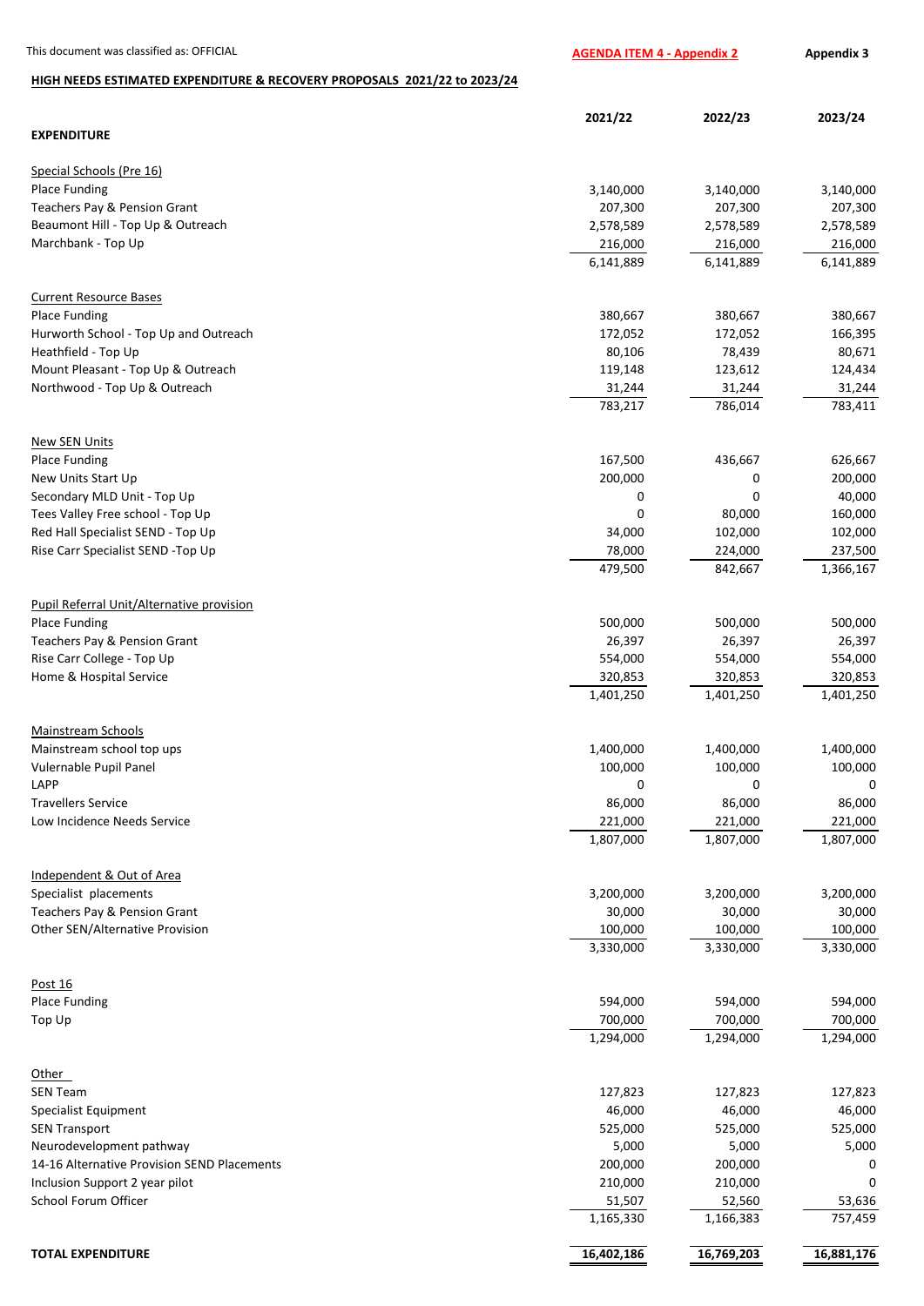This document was classified as: OFFICIAL

**AGENDA ITEM 4 - Appendix 2** **Appendix 3**

## HIGH NEEDS ESTIMATED EXPENDITURE & RECOVERY PROPOSALS 2021/22 to 2023/24

| EXPENDITURE | 2021/22 | 2022/23 | 2023/24 |
|---|---|---|---|
| **Special Schools (Pre 16)** | | | |
| Place Funding | 3,140,000 | 3,140,000 | 3,140,000 |
| Teachers Pay & Pension Grant | 207,300 | 207,300 | 207,300 |
| Beaumont Hill - Top Up & Outreach | 2,578,589 | 2,578,589 | 2,578,589 |
| Marchbank - Top Up | 216,000 | 216,000 | 216,000 |
| | 6,141,889 | 6,141,889 | 6,141,889 |
| **Current Resource Bases** | | | |
| Place Funding | 380,667 | 380,667 | 380,667 |
| Hurworth School - Top Up and Outreach | 172,052 | 172,052 | 166,395 |
| Heathfield - Top Up | 80,106 | 78,439 | 80,671 |
| Mount Pleasant - Top Up & Outreach | 119,148 | 123,612 | 124,434 |
| Northwood - Top Up & Outreach | 31,244 | 31,244 | 31,244 |
| | 783,217 | 786,014 | 783,411 |
| **New SEN Units** | | | |
| Place Funding | 167,500 | 436,667 | 626,667 |
| New Units Start Up | 200,000 | 0 | 200,000 |
| Secondary MLD Unit - Top Up | 0 | 0 | 40,000 |
| Tees Valley Free school - Top Up | 0 | 80,000 | 160,000 |
| Red Hall Specialist SEND - Top Up | 34,000 | 102,000 | 102,000 |
| Rise Carr Specialist SEND -Top Up | 78,000 | 224,000 | 237,500 |
| | 479,500 | 842,667 | 1,366,167 |
| **Pupil Referral Unit/Alternative provision** | | | |
| Place Funding | 500,000 | 500,000 | 500,000 |
| Teachers Pay & Pension Grant | 26,397 | 26,397 | 26,397 |
| Rise Carr College - Top Up | 554,000 | 554,000 | 554,000 |
| Home & Hospital Service | 320,853 | 320,853 | 320,853 |
| | 1,401,250 | 1,401,250 | 1,401,250 |
| **Mainstream Schools** | | | |
| Mainstream school top ups | 1,400,000 | 1,400,000 | 1,400,000 |
| Vulernable Pupil Panel | 100,000 | 100,000 | 100,000 |
| LAPP | 0 | 0 | 0 |
| Travellers Service | 86,000 | 86,000 | 86,000 |
| Low Incidence Needs Service | 221,000 | 221,000 | 221,000 |
| | 1,807,000 | 1,807,000 | 1,807,000 |
| **Independent & Out of Area** | | | |
| Specialist placements | 3,200,000 | 3,200,000 | 3,200,000 |
| Teachers Pay & Pension Grant | 30,000 | 30,000 | 30,000 |
| Other SEN/Alternative Provision | 100,000 | 100,000 | 100,000 |
| | 3,330,000 | 3,330,000 | 3,330,000 |
| **Post 16** | | | |
| Place Funding | 594,000 | 594,000 | 594,000 |
| Top Up | 700,000 | 700,000 | 700,000 |
| | 1,294,000 | 1,294,000 | 1,294,000 |
| **Other** | | | |
| SEN Team | 127,823 | 127,823 | 127,823 |
| Specialist Equipment | 46,000 | 46,000 | 46,000 |
| SEN Transport | 525,000 | 525,000 | 525,000 |
| Neurodevelopment pathway | 5,000 | 5,000 | 5,000 |
| 14-16 Alternative Provision SEND Placements | 200,000 | 200,000 | 0 |
| Inclusion Support 2 year pilot | 210,000 | 210,000 | 0 |
| School Forum Officer | 51,507 | 52,560 | 53,636 |
| | 1,165,330 | 1,166,383 | 757,459 |
| **TOTAL EXPENDITURE** | **16,402,186** | **16,769,203** | **16,881,176** |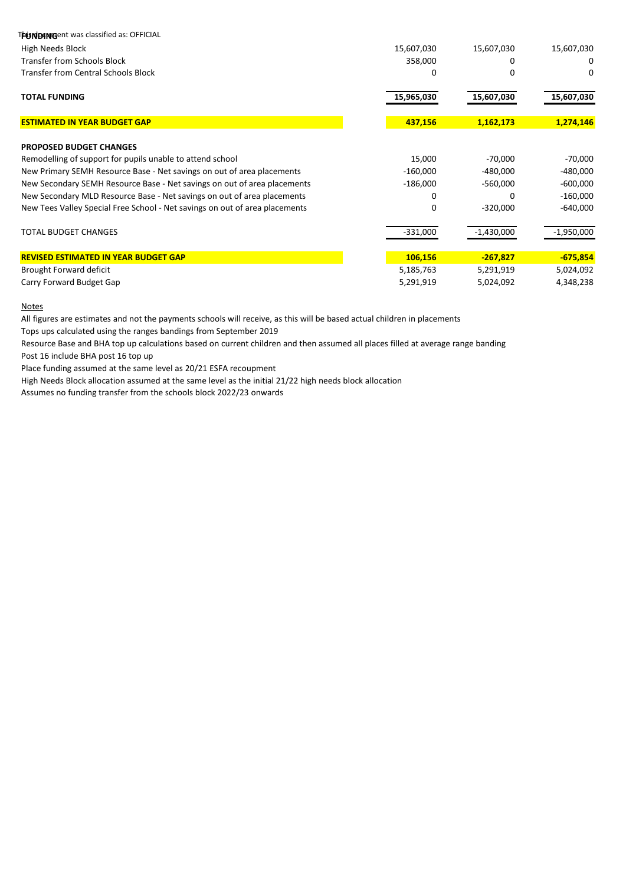This document was classified as: OFFICIAL

| | | | |
|---|---|---|---|
| **FUNDING** | | | |
| High Needs Block | 15,607,030 | 15,607,030 | 15,607,030 |
| Transfer from Schools Block | 358,000 | 0 | 0 |
| Transfer from Central Schools Block | 0 | 0 | 0 |
| **TOTAL FUNDING** | **15,965,030** | **15,607,030** | **15,607,030** |
| **ESTIMATED IN YEAR BUDGET GAP** | **437,156** | **1,162,173** | **1,274,146** |
| **PROPOSED BUDGET CHANGES** | | | |
| Remodelling of support for pupils unable to attend school | 15,000 | -70,000 | -70,000 |
| New Primary SEMH Resource Base - Net savings on out of area placements | -160,000 | -480,000 | -480,000 |
| New Secondary SEMH Resource Base - Net savings on out of area placements | -186,000 | -560,000 | -600,000 |
| New Secondary MLD Resource Base - Net savings on out of area placements | 0 | 0 | -160,000 |
| New Tees Valley Special Free School - Net savings on out of area placements | 0 | -320,000 | -640,000 |
| TOTAL BUDGET CHANGES | -331,000 | -1,430,000 | -1,950,000 |
| **REVISED ESTIMATED IN YEAR BUDGET GAP** | **106,156** | **-267,827** | **-675,854** |
| Brought Forward deficit | 5,185,763 | 5,291,919 | 5,024,092 |
| Carry Forward Budget Gap | 5,291,919 | 5,024,092 | 4,348,238 |

Notes

All figures are estimates and not the payments schools will receive, as this will be based actual children in placements

Tops ups calculated using the ranges bandings from September 2019

Resource Base and BHA top up calculations based on current children and then assumed all places filled at average range banding

Post 16 include BHA post 16 top up

Place funding assumed at the same level as 20/21 ESFA recoupment

High Needs Block allocation assumed at the same level as the initial 21/22 high needs block allocation

Assumes no funding transfer from the schools block 2022/23 onwards